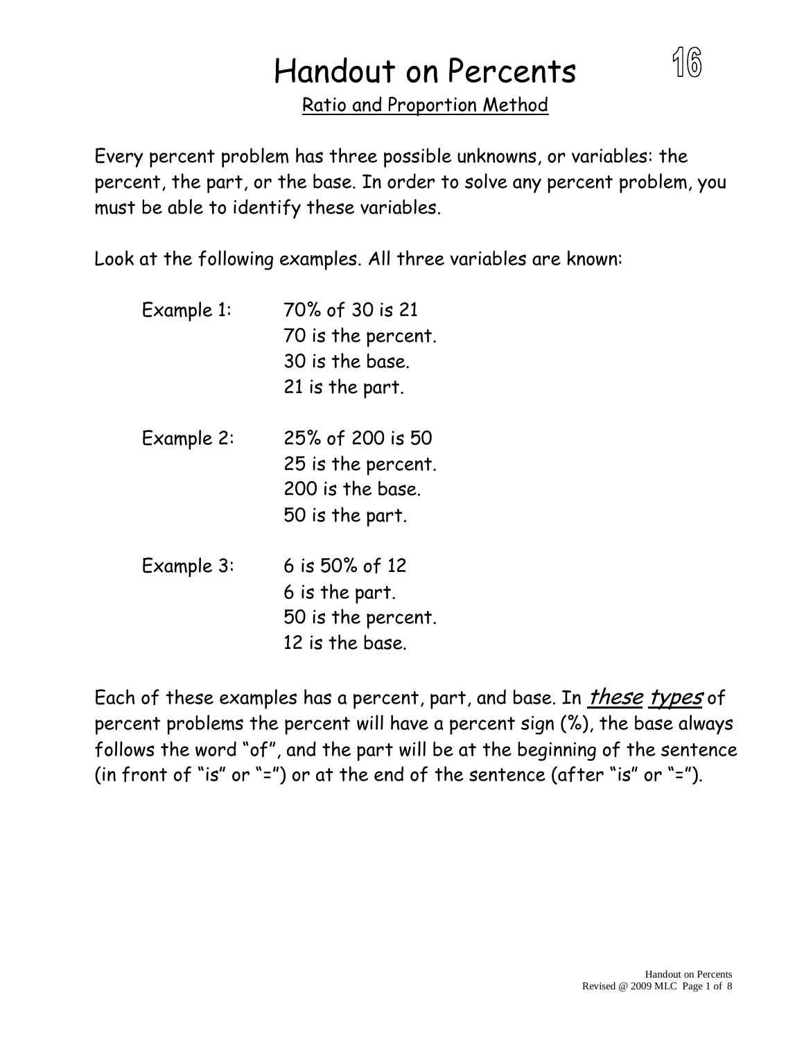# Handout on Percents

16

Ratio and Proportion Method

Every percent problem has three possible unknowns, or variables: the percent, the part, or the base. In order to solve any percent problem, you must be able to identify these variables.

Look at the following examples. All three variables are known:

Example 1: 70% of 30 is 21
70 is the percent.
30 is the base.
21 is the part.

Example 2: 25% of 200 is 50
25 is the percent.
200 is the base.
50 is the part.

Example 3: 6 is 50% of 12
6 is the part.
50 is the percent.
12 is the base.

Each of these examples has a percent, part, and base. In ***these types*** of percent problems the percent will have a percent sign (%), the base always follows the word "of", and the part will be at the beginning of the sentence (in front of "is" or "=") or at the end of the sentence (after "is" or "=").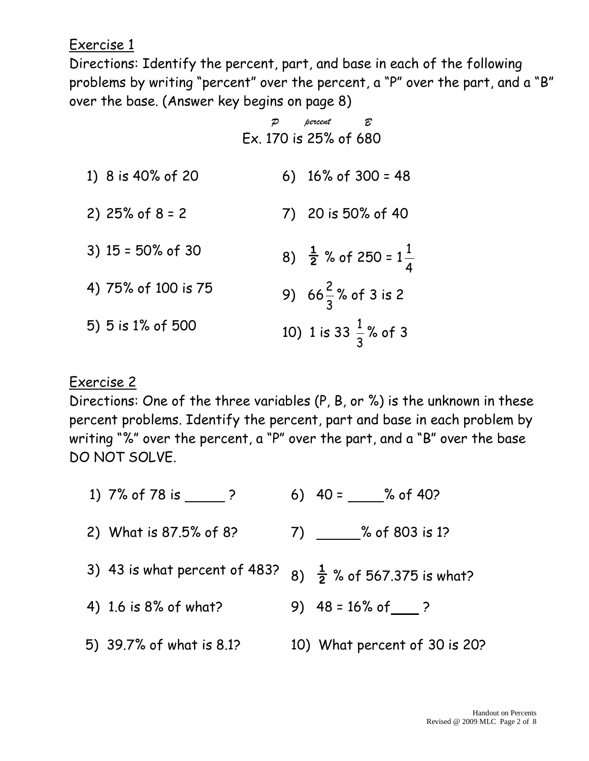## Exercise 1

Directions: Identify the percent, part, and base in each of the following problems by writing "percent" over the percent, a "P" over the part, and a "B" over the base. (Answer key begins on page 8)

*P* *percent* *B*
Ex. 170 is 25% of 680

1) 8 is 40% of 20
2) 25% of 8 = 2
3) 15 = 50% of 30
4) 75% of 100 is 75
5) 5 is 1% of 500
6) 16% of 300 = 48
7) 20 is 50% of 40
8) $\frac{1}{2}$ % of 250 = $1\frac{1}{4}$
9) $66\frac{2}{3}$% of 3 is 2
10) 1 is $33\frac{1}{3}$% of 3

## Exercise 2

Directions: One of the three variables (P, B, or %) is the unknown in these percent problems. Identify the percent, part and base in each problem by writing "%" over the percent, a "P" over the part, and a "B" over the base DO NOT SOLVE.

1) 7% of 78 is _____ ?
2) What is 87.5% of 8?
3) 43 is what percent of 483?
4) 1.6 is 8% of what?
5) 39.7% of what is 8.1?
6) 40 = ____% of 40?
7) _____% of 803 is 1?
8) $\frac{1}{2}$ % of 567.375 is what?
9) 48 = 16% of ___ ?
10) What percent of 30 is 20?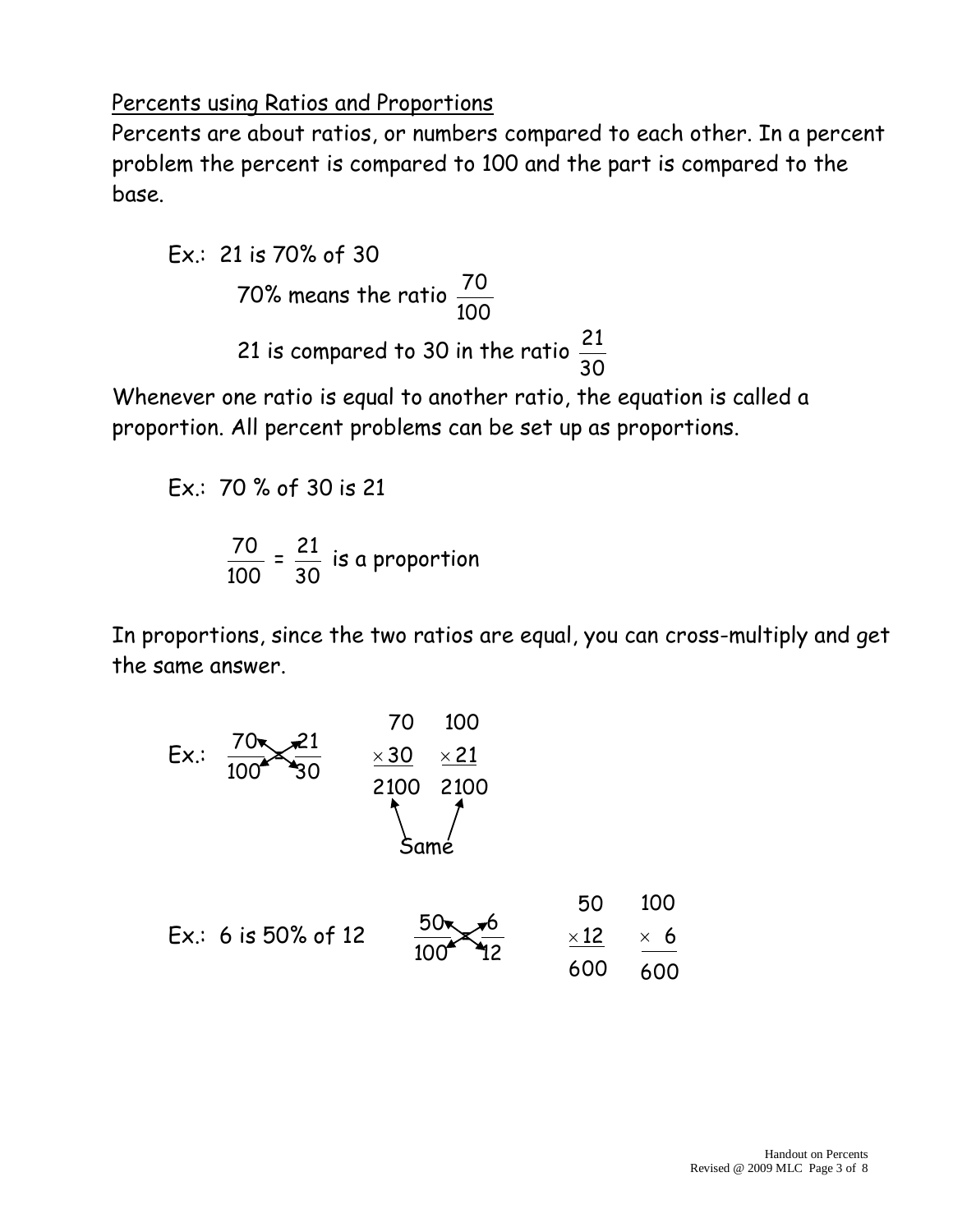## Percents using Ratios and Proportions

Percents are about ratios, or numbers compared to each other. In a percent problem the percent is compared to 100 and the part is compared to the base.

Ex.: 21 is 70% of 30

70% means the ratio $\frac{70}{100}$

21 is compared to 30 in the ratio $\frac{21}{30}$

Whenever one ratio is equal to another ratio, the equation is called a proportion. All percent problems can be set up as proportions.

Ex.: 70 % of 30 is 21

$\frac{70}{100} = \frac{21}{30}$ is a proportion

In proportions, since the two ratios are equal, you can cross-multiply and get the same answer.

Ex.: $\frac{70}{100} \times \frac{21}{30}$

$$\begin{array}{r} 70 \\ \times 30 \\ \hline 2100 \end{array} \qquad \begin{array}{r} 100 \\ \times 21 \\ \hline 2100 \end{array}$$

Same

Ex.: 6 is 50% of 12 $\quad \frac{50}{100} \times \frac{6}{12}$

$$\begin{array}{r} 50 \\ \times 12 \\ \hline 600 \end{array} \qquad \begin{array}{r} 100 \\ \times 6 \\ \hline 600 \end{array}$$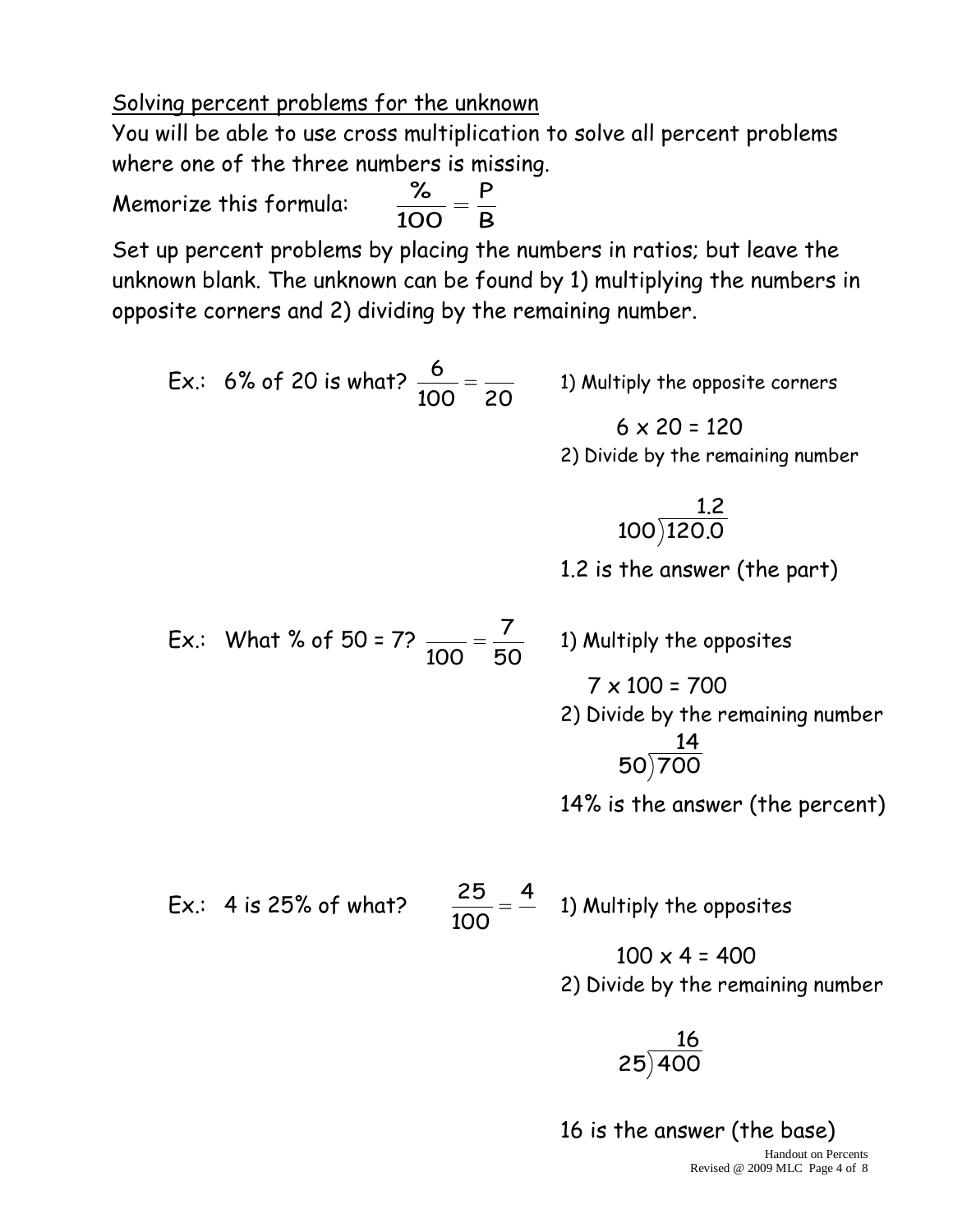Solving percent problems for the unknown

You will be able to use cross multiplication to solve all percent problems where one of the three numbers is missing.

Memorize this formula: $\frac{\%}{100} = \frac{P}{B}$

Set up percent problems by placing the numbers in ratios; but leave the unknown blank. The unknown can be found by 1) multiplying the numbers in opposite corners and 2) dividing by the remaining number.

Ex.: 6% of 20 is what? $\frac{6}{100} = \frac{\quad}{20}$

1) Multiply the opposite corners

$6 \times 20 = 120$

2) Divide by the remaining number

$120.0 \div 100 = 1.2$

1.2 is the answer (the part)

Ex.: What % of 50 = 7? $\frac{\quad}{100} = \frac{7}{50}$

1) Multiply the opposites

$7 \times 100 = 700$

2) Divide by the remaining number

$700 \div 50 = 14$

14% is the answer (the percent)

Ex.: 4 is 25% of what? $\frac{25}{100} = \frac{4}{\quad}$

1) Multiply the opposites

$100 \times 4 = 400$

2) Divide by the remaining number

$400 \div 25 = 16$

16 is the answer (the base)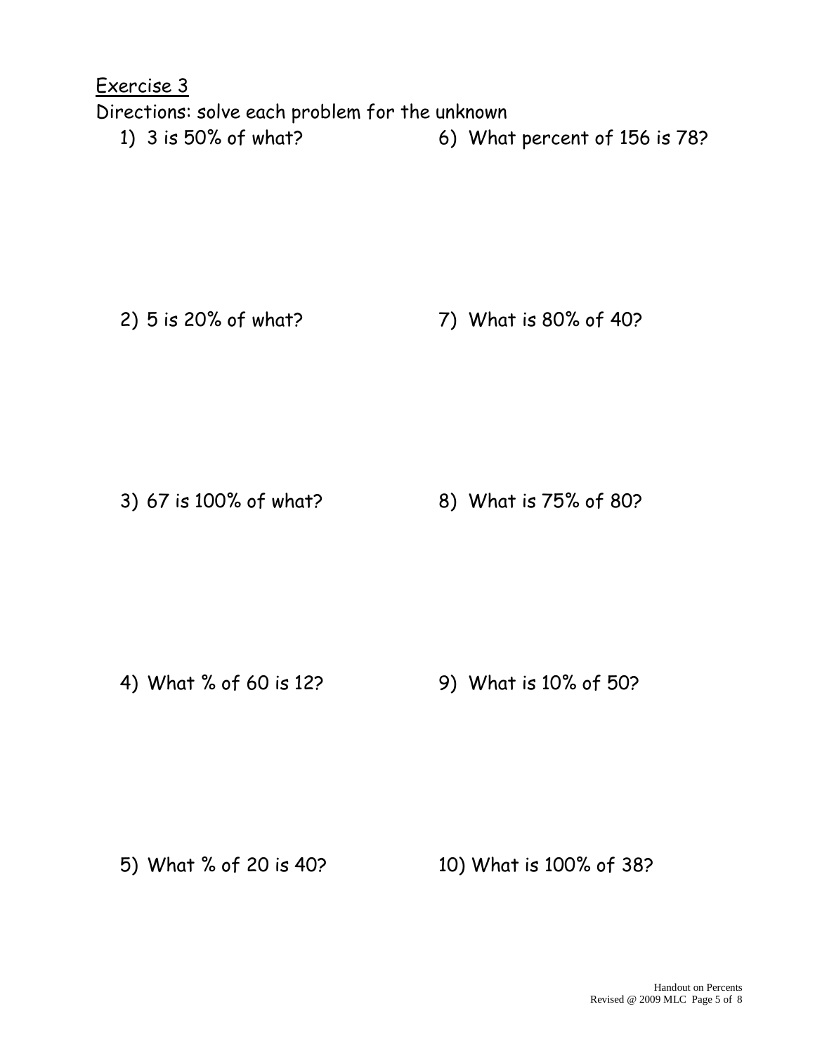Exercise 3

Directions: solve each problem for the unknown

1) 3 is 50% of what?

2) 5 is 20% of what?

3) 67 is 100% of what?

4) What % of 60 is 12?

5) What % of 20 is 40?

6) What percent of 156 is 78?

7) What is 80% of 40?

8) What is 75% of 80?

9) What is 10% of 50?

10) What is 100% of 38?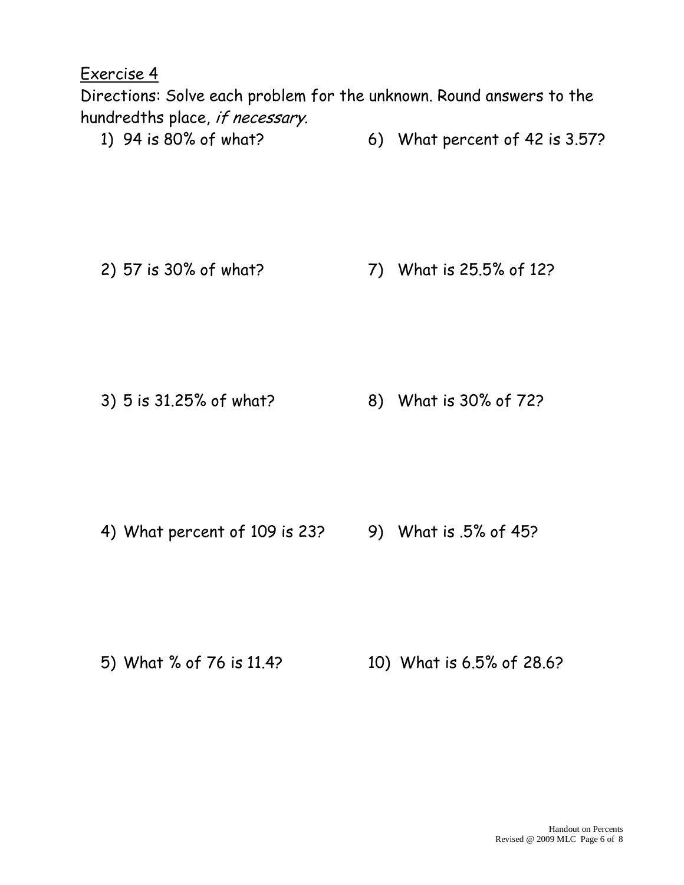Exercise 4

Directions: Solve each problem for the unknown. Round answers to the hundredths place, *if necessary.*

1) 94 is 80% of what?

2) 57 is 30% of what?

3) 5 is 31.25% of what?

4) What percent of 109 is 23?

5) What % of 76 is 11.4?

6) What percent of 42 is 3.57?

7) What is 25.5% of 12?

8) What is 30% of 72?

9) What is .5% of 45?

10) What is 6.5% of 28.6?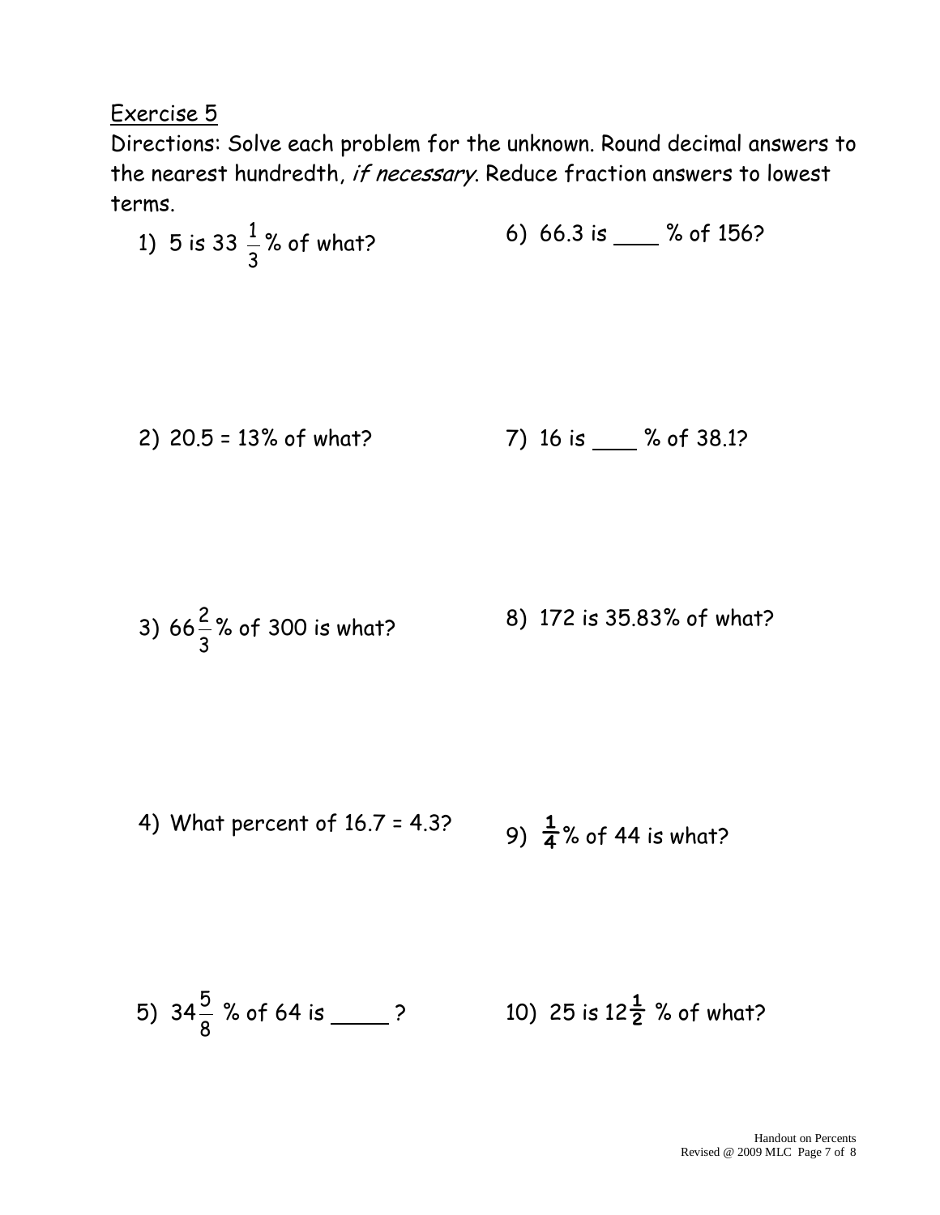## Exercise 5

Directions: Solve each problem for the unknown. Round decimal answers to the nearest hundredth, *if necessary*. Reduce fraction answers to lowest terms.

1) 5 is $33\frac{1}{3}$% of what?

6) 66.3 is ____ % of 156?

2) 20.5 = 13% of what?

7) 16 is ____ % of 38.1?

3) $66\frac{2}{3}$% of 300 is what?

8) 172 is 35.83% of what?

4) What percent of 16.7 = 4.3?

9) $\frac{1}{4}$% of 44 is what?

5) $34\frac{5}{8}$ % of 64 is _____ ?

10) 25 is $12\frac{1}{2}$ % of what?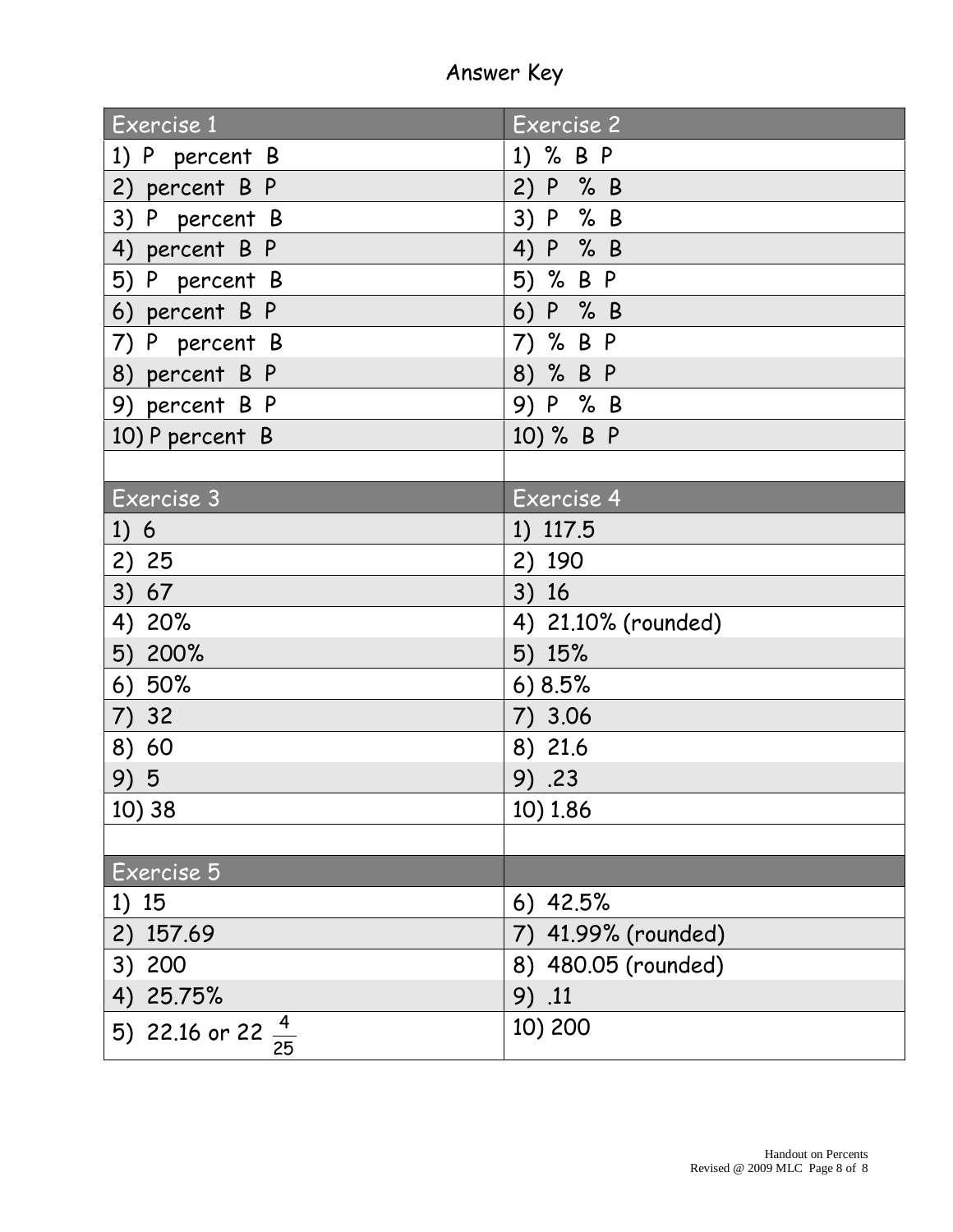# Answer Key

| Exercise 1 | Exercise 2 |
|---|---|
| 1) P percent B | 1) % B P |
| 2) percent B P | 2) P % B |
| 3) P percent B | 3) P % B |
| 4) percent B P | 4) P % B |
| 5) P percent B | 5) % B P |
| 6) percent B P | 6) P % B |
| 7) P percent B | 7) % B P |
| 8) percent B P | 8) % B P |
| 9) percent B P | 9) P % B |
| 10) P percent B | 10) % B P |
| | |
| **Exercise 3** | **Exercise 4** |
| 1) 6 | 1) 117.5 |
| 2) 25 | 2) 190 |
| 3) 67 | 3) 16 |
| 4) 20% | 4) 21.10% (rounded) |
| 5) 200% | 5) 15% |
| 6) 50% | 6) 8.5% |
| 7) 32 | 7) 3.06 |
| 8) 60 | 8) 21.6 |
| 9) 5 | 9) .23 |
| 10) 38 | 10) 1.86 |
| | |
| **Exercise 5** | |
| 1) 15 | 6) 42.5% |
| 2) 157.69 | 7) 41.99% (rounded) |
| 3) 200 | 8) 480.05 (rounded) |
| 4) 25.75% | 9) .11 |
| 5) 22.16 or $22\frac{4}{25}$ | 10) 200 |